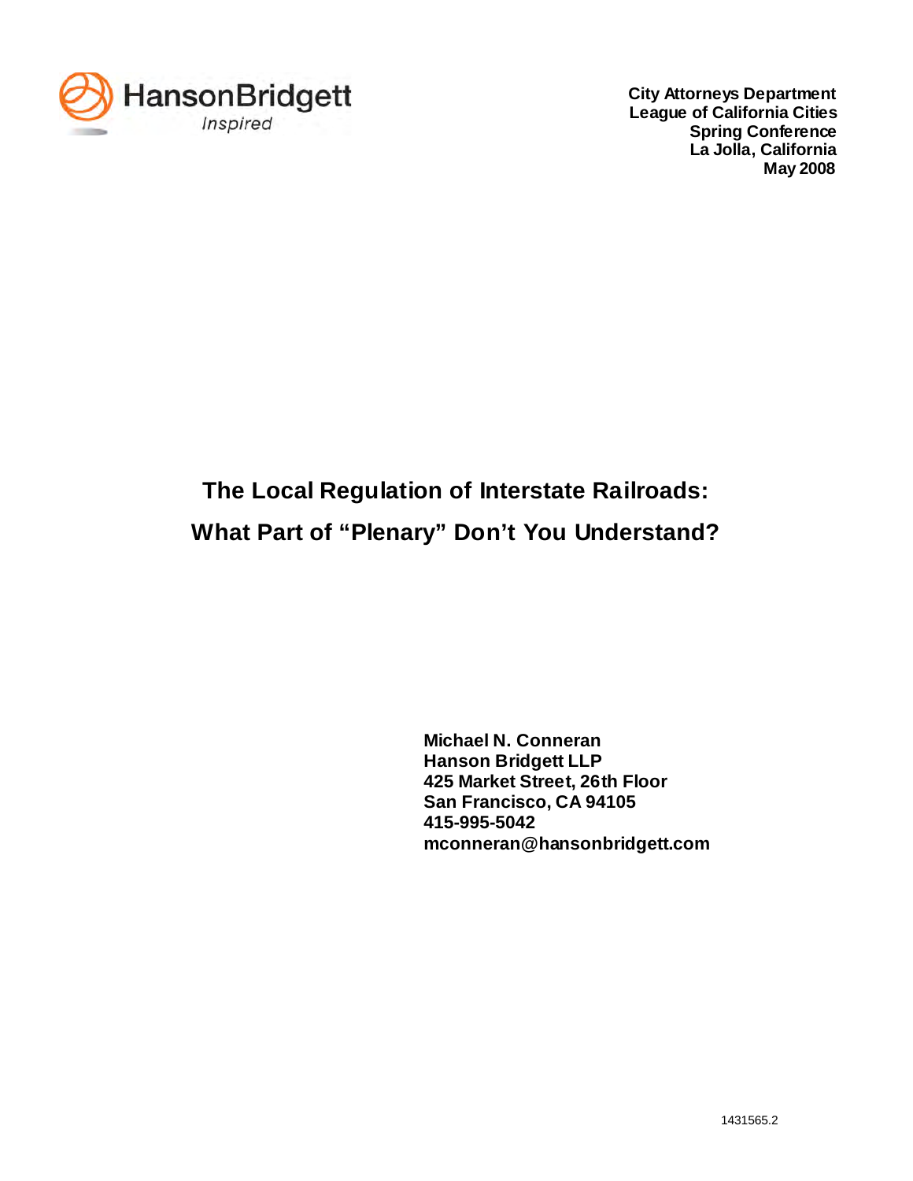HansonBridgett
*Inspired*

**City Attorneys Department**
**League of California Cities**
**Spring Conference**
**La Jolla, California**
**May 2008**

# The Local Regulation of Interstate Railroads: What Part of "Plenary" Don't You Understand?

**Michael N. Conneran**
**Hanson Bridgett LLP**
**425 Market Street, 26th Floor**
**San Francisco, CA 94105**
**415-995-5042**
**mconneran@hansonbridgett.com**

1431565.2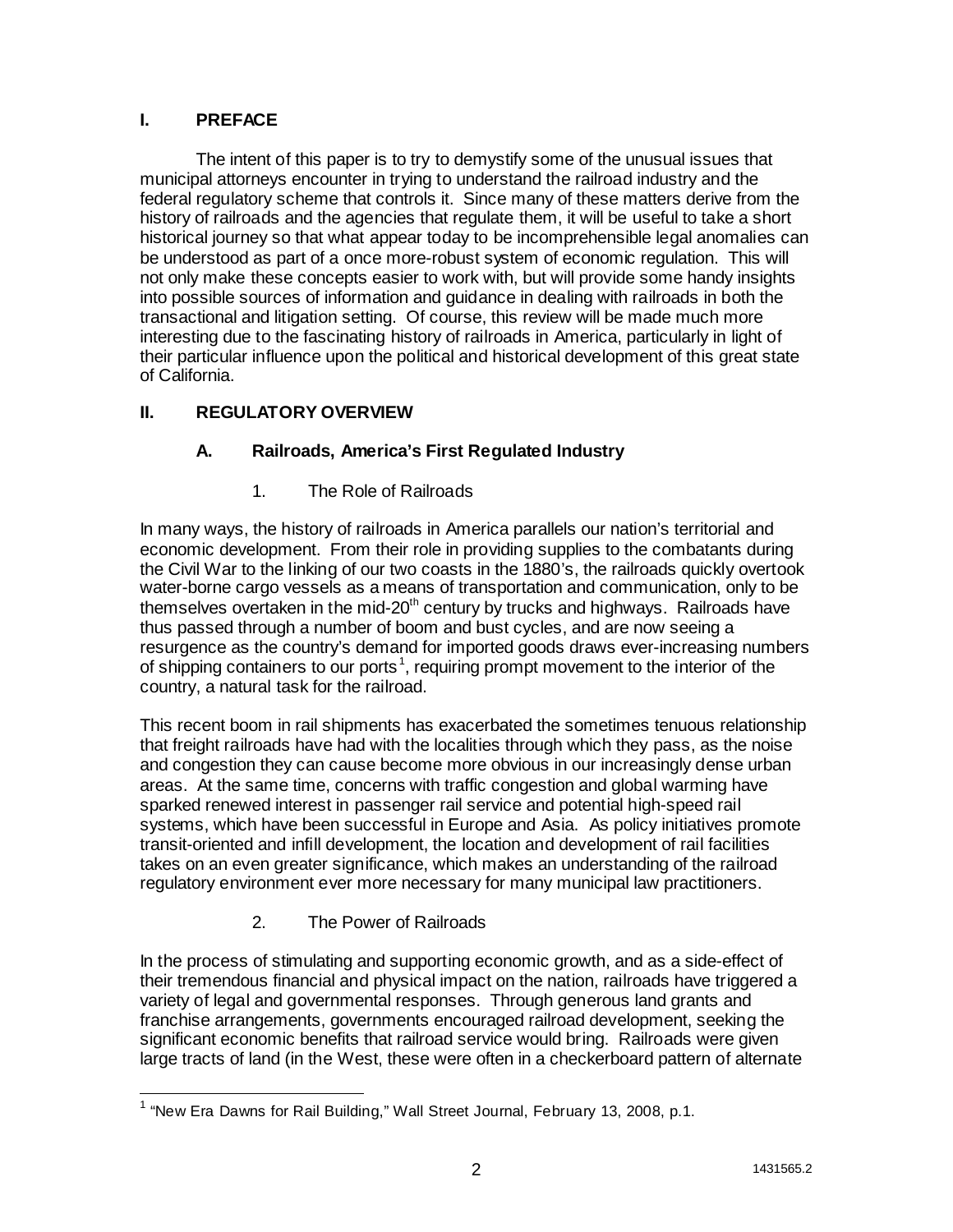## I. PREFACE

The intent of this paper is to try to demystify some of the unusual issues that municipal attorneys encounter in trying to understand the railroad industry and the federal regulatory scheme that controls it. Since many of these matters derive from the history of railroads and the agencies that regulate them, it will be useful to take a short historical journey so that what appear today to be incomprehensible legal anomalies can be understood as part of a once more-robust system of economic regulation. This will not only make these concepts easier to work with, but will provide some handy insights into possible sources of information and guidance in dealing with railroads in both the transactional and litigation setting. Of course, this review will be made much more interesting due to the fascinating history of railroads in America, particularly in light of their particular influence upon the political and historical development of this great state of California.

## II. REGULATORY OVERVIEW

### A. Railroads, America's First Regulated Industry

#### 1. The Role of Railroads

In many ways, the history of railroads in America parallels our nation's territorial and economic development. From their role in providing supplies to the combatants during the Civil War to the linking of our two coasts in the 1880's, the railroads quickly overtook water-borne cargo vessels as a means of transportation and communication, only to be themselves overtaken in the mid-20th century by trucks and highways. Railroads have thus passed through a number of boom and bust cycles, and are now seeing a resurgence as the country's demand for imported goods draws ever-increasing numbers of shipping containers to our ports[1], requiring prompt movement to the interior of the country, a natural task for the railroad.

This recent boom in rail shipments has exacerbated the sometimes tenuous relationship that freight railroads have had with the localities through which they pass, as the noise and congestion they can cause become more obvious in our increasingly dense urban areas. At the same time, concerns with traffic congestion and global warming have sparked renewed interest in passenger rail service and potential high-speed rail systems, which have been successful in Europe and Asia. As policy initiatives promote transit-oriented and infill development, the location and development of rail facilities takes on an even greater significance, which makes an understanding of the railroad regulatory environment ever more necessary for many municipal law practitioners.

#### 2. The Power of Railroads

In the process of stimulating and supporting economic growth, and as a side-effect of their tremendous financial and physical impact on the nation, railroads have triggered a variety of legal and governmental responses. Through generous land grants and franchise arrangements, governments encouraged railroad development, seeking the significant economic benefits that railroad service would bring. Railroads were given large tracts of land (in the West, these were often in a checkerboard pattern of alternate

---

[1] "New Era Dawns for Rail Building," Wall Street Journal, February 13, 2008, p.1.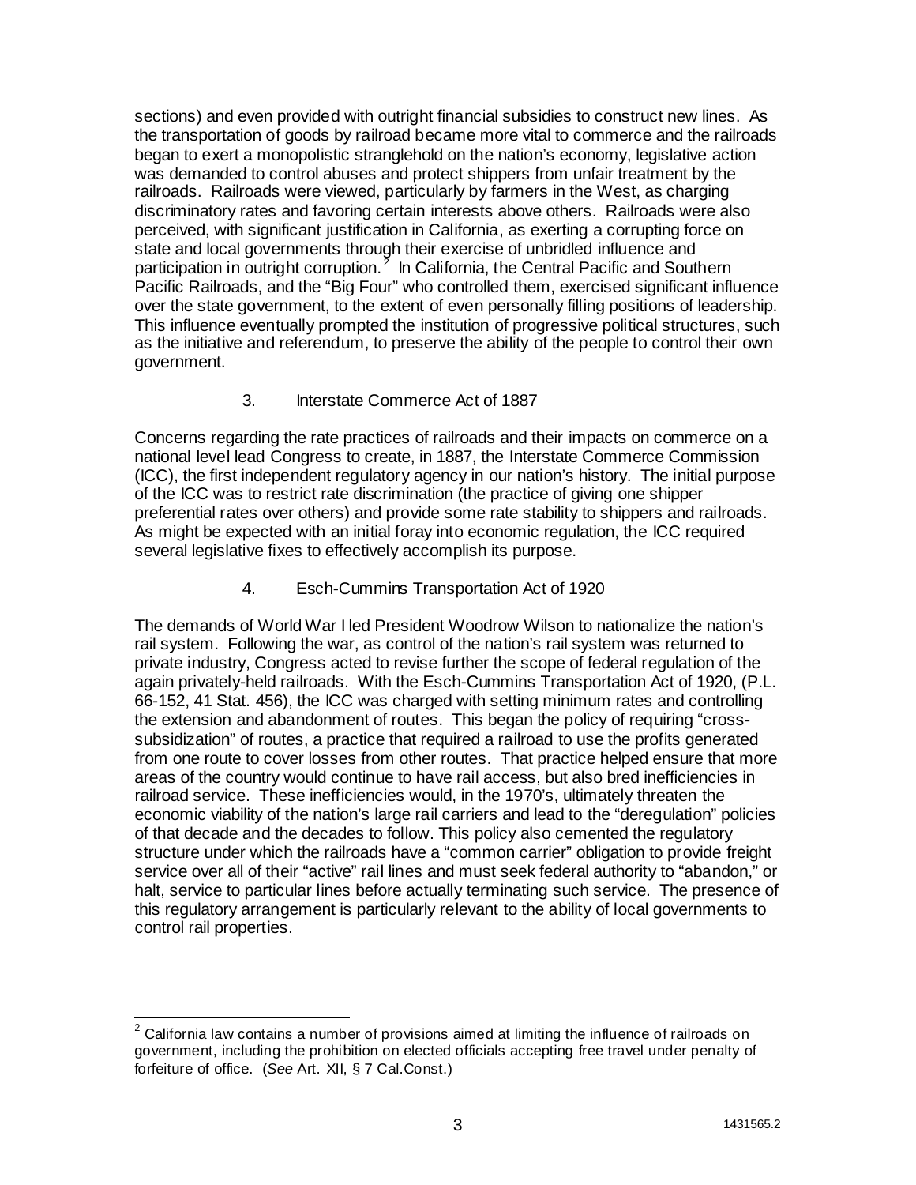sections) and even provided with outright financial subsidies to construct new lines. As the transportation of goods by railroad became more vital to commerce and the railroads began to exert a monopolistic stranglehold on the nation's economy, legislative action was demanded to control abuses and protect shippers from unfair treatment by the railroads. Railroads were viewed, particularly by farmers in the West, as charging discriminatory rates and favoring certain interests above others. Railroads were also perceived, with significant justification in California, as exerting a corrupting force on state and local governments through their exercise of unbridled influence and participation in outright corruption.[2] In California, the Central Pacific and Southern Pacific Railroads, and the "Big Four" who controlled them, exercised significant influence over the state government, to the extent of even personally filling positions of leadership. This influence eventually prompted the institution of progressive political structures, such as the initiative and referendum, to preserve the ability of the people to control their own government.

### 3. Interstate Commerce Act of 1887

Concerns regarding the rate practices of railroads and their impacts on commerce on a national level lead Congress to create, in 1887, the Interstate Commerce Commission (ICC), the first independent regulatory agency in our nation's history. The initial purpose of the ICC was to restrict rate discrimination (the practice of giving one shipper preferential rates over others) and provide some rate stability to shippers and railroads. As might be expected with an initial foray into economic regulation, the ICC required several legislative fixes to effectively accomplish its purpose.

### 4. Esch-Cummins Transportation Act of 1920

The demands of World War I led President Woodrow Wilson to nationalize the nation's rail system. Following the war, as control of the nation's rail system was returned to private industry, Congress acted to revise further the scope of federal regulation of the again privately-held railroads. With the Esch-Cummins Transportation Act of 1920, (P.L. 66-152, 41 Stat. 456), the ICC was charged with setting minimum rates and controlling the extension and abandonment of routes. This began the policy of requiring "cross-subsidization" of routes, a practice that required a railroad to use the profits generated from one route to cover losses from other routes. That practice helped ensure that more areas of the country would continue to have rail access, but also bred inefficiencies in railroad service. These inefficiencies would, in the 1970's, ultimately threaten the economic viability of the nation's large rail carriers and lead to the "deregulation" policies of that decade and the decades to follow. This policy also cemented the regulatory structure under which the railroads have a "common carrier" obligation to provide freight service over all of their "active" rail lines and must seek federal authority to "abandon," or halt, service to particular lines before actually terminating such service. The presence of this regulatory arrangement is particularly relevant to the ability of local governments to control rail properties.

---

[2] California law contains a number of provisions aimed at limiting the influence of railroads on government, including the prohibition on elected officials accepting free travel under penalty of forfeiture of office. (*See* Art. XII, § 7 Cal.Const.)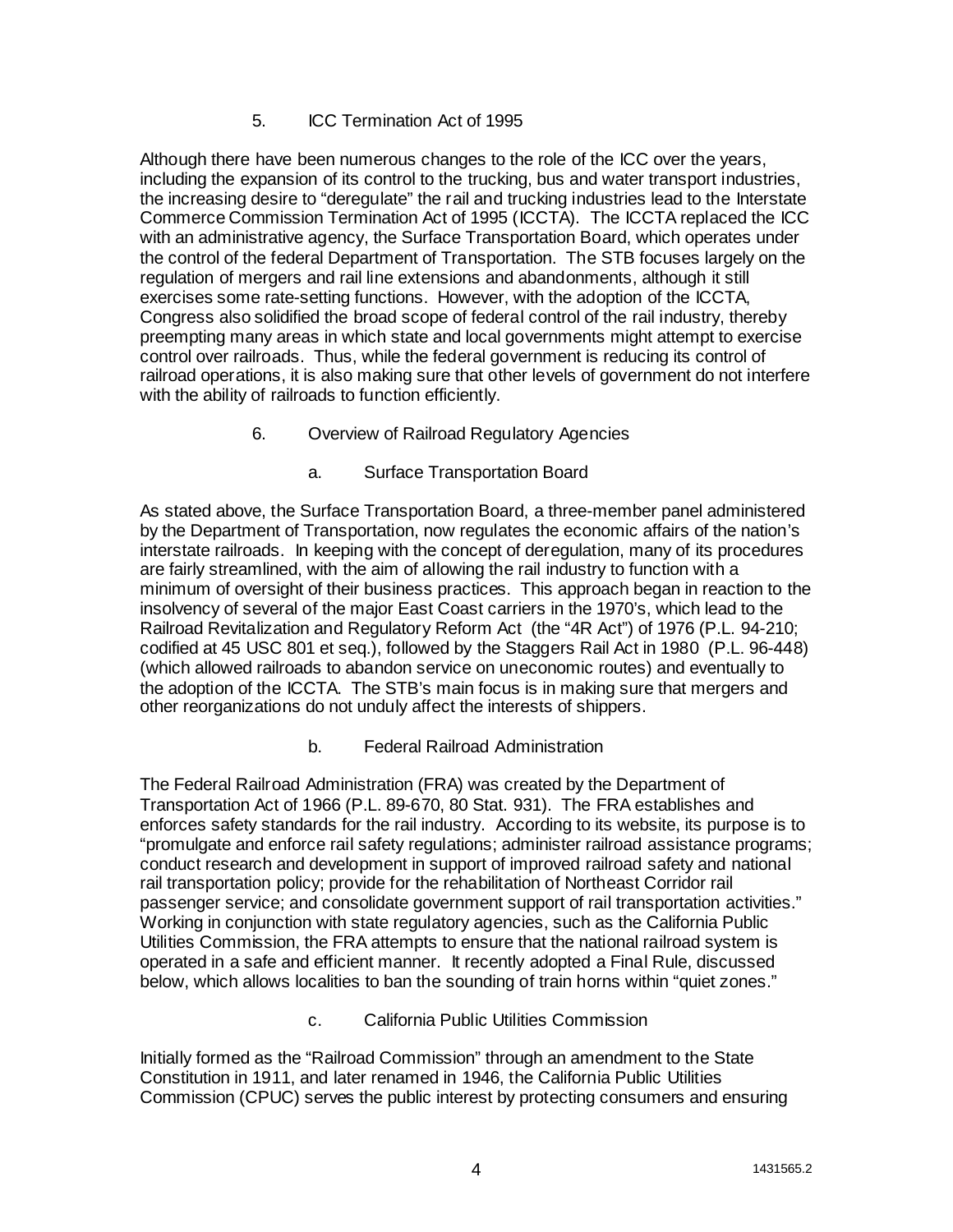### 5. ICC Termination Act of 1995

Although there have been numerous changes to the role of the ICC over the years, including the expansion of its control to the trucking, bus and water transport industries, the increasing desire to "deregulate" the rail and trucking industries lead to the Interstate Commerce Commission Termination Act of 1995 (ICCTA). The ICCTA replaced the ICC with an administrative agency, the Surface Transportation Board, which operates under the control of the federal Department of Transportation. The STB focuses largely on the regulation of mergers and rail line extensions and abandonments, although it still exercises some rate-setting functions. However, with the adoption of the ICCTA, Congress also solidified the broad scope of federal control of the rail industry, thereby preempting many areas in which state and local governments might attempt to exercise control over railroads. Thus, while the federal government is reducing its control of railroad operations, it is also making sure that other levels of government do not interfere with the ability of railroads to function efficiently.

### 6. Overview of Railroad Regulatory Agencies

#### a. Surface Transportation Board

As stated above, the Surface Transportation Board, a three-member panel administered by the Department of Transportation, now regulates the economic affairs of the nation's interstate railroads. In keeping with the concept of deregulation, many of its procedures are fairly streamlined, with the aim of allowing the rail industry to function with a minimum of oversight of their business practices. This approach began in reaction to the insolvency of several of the major East Coast carriers in the 1970's, which lead to the Railroad Revitalization and Regulatory Reform Act (the "4R Act") of 1976 (P.L. 94-210; codified at 45 USC 801 et seq.), followed by the Staggers Rail Act in 1980 (P.L. 96-448) (which allowed railroads to abandon service on uneconomic routes) and eventually to the adoption of the ICCTA. The STB's main focus is in making sure that mergers and other reorganizations do not unduly affect the interests of shippers.

#### b. Federal Railroad Administration

The Federal Railroad Administration (FRA) was created by the Department of Transportation Act of 1966 (P.L. 89-670, 80 Stat. 931). The FRA establishes and enforces safety standards for the rail industry. According to its website, its purpose is to "promulgate and enforce rail safety regulations; administer railroad assistance programs; conduct research and development in support of improved railroad safety and national rail transportation policy; provide for the rehabilitation of Northeast Corridor rail passenger service; and consolidate government support of rail transportation activities." Working in conjunction with state regulatory agencies, such as the California Public Utilities Commission, the FRA attempts to ensure that the national railroad system is operated in a safe and efficient manner. It recently adopted a Final Rule, discussed below, which allows localities to ban the sounding of train horns within "quiet zones."

#### c. California Public Utilities Commission

Initially formed as the "Railroad Commission" through an amendment to the State Constitution in 1911, and later renamed in 1946, the California Public Utilities Commission (CPUC) serves the public interest by protecting consumers and ensuring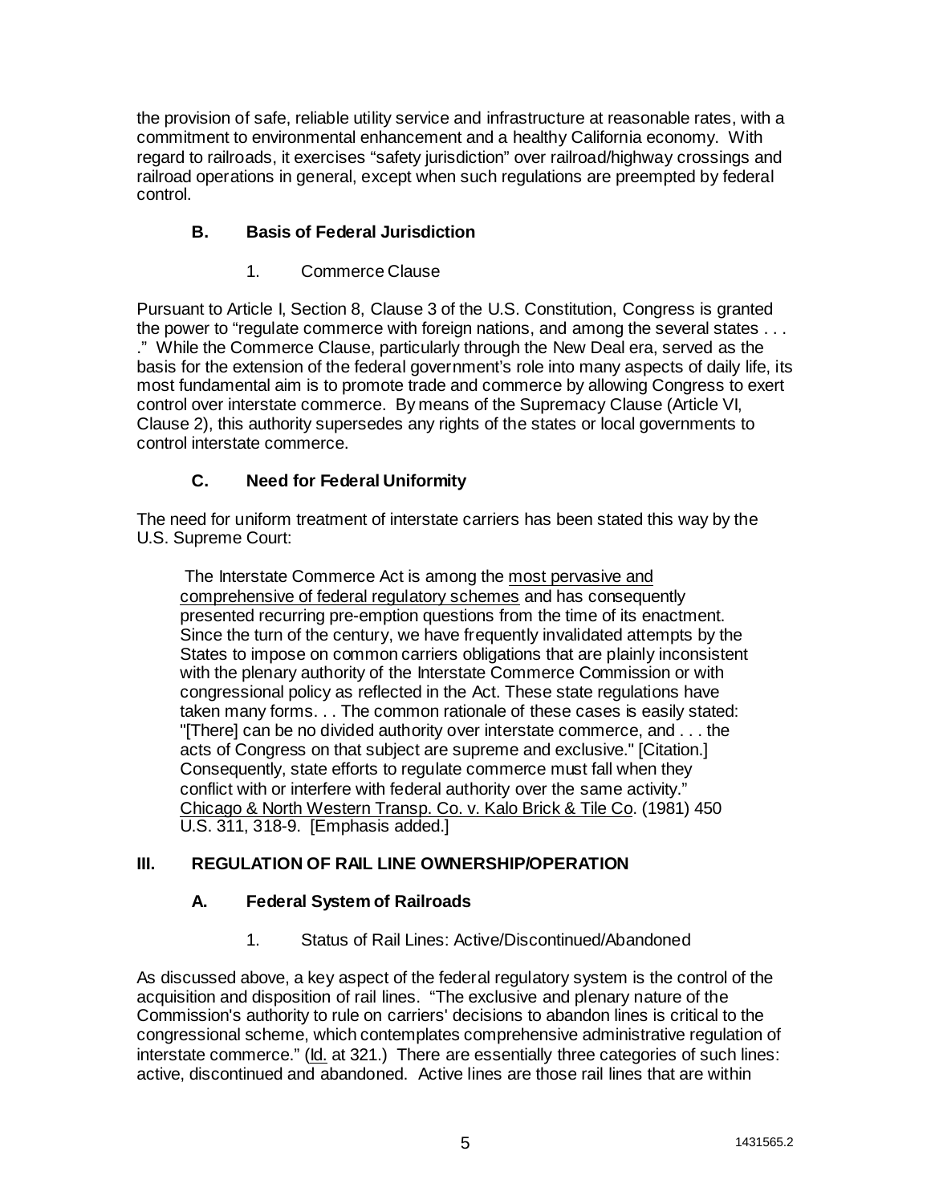the provision of safe, reliable utility service and infrastructure at reasonable rates, with a commitment to environmental enhancement and a healthy California economy. With regard to railroads, it exercises "safety jurisdiction" over railroad/highway crossings and railroad operations in general, except when such regulations are preempted by federal control.

### B. Basis of Federal Jurisdiction

#### 1. Commerce Clause

Pursuant to Article I, Section 8, Clause 3 of the U.S. Constitution, Congress is granted the power to "regulate commerce with foreign nations, and among the several states . . . ." While the Commerce Clause, particularly through the New Deal era, served as the basis for the extension of the federal government's role into many aspects of daily life, its most fundamental aim is to promote trade and commerce by allowing Congress to exert control over interstate commerce. By means of the Supremacy Clause (Article VI, Clause 2), this authority supersedes any rights of the states or local governments to control interstate commerce.

### C. Need for Federal Uniformity

The need for uniform treatment of interstate carriers has been stated this way by the U.S. Supreme Court:

> The Interstate Commerce Act is among the <u>most pervasive and comprehensive of federal regulatory schemes</u> and has consequently presented recurring pre-emption questions from the time of its enactment. Since the turn of the century, we have frequently invalidated attempts by the States to impose on common carriers obligations that are plainly inconsistent with the plenary authority of the Interstate Commerce Commission or with congressional policy as reflected in the Act. These state regulations have taken many forms. . . The common rationale of these cases is easily stated: "[There] can be no divided authority over interstate commerce, and . . . the acts of Congress on that subject are supreme and exclusive." [Citation.] Consequently, state efforts to regulate commerce must fall when they conflict with or interfere with federal authority over the same activity." <u>Chicago & North Western Transp. Co. v. Kalo Brick & Tile Co</u>. (1981) 450 U.S. 311, 318-9. [Emphasis added.]

## III. REGULATION OF RAIL LINE OWNERSHIP/OPERATION

### A. Federal System of Railroads

#### 1. Status of Rail Lines: Active/Discontinued/Abandoned

As discussed above, a key aspect of the federal regulatory system is the control of the acquisition and disposition of rail lines. "The exclusive and plenary nature of the Commission's authority to rule on carriers' decisions to abandon lines is critical to the congressional scheme, which contemplates comprehensive administrative regulation of interstate commerce." (<u>Id.</u> at 321.) There are essentially three categories of such lines: active, discontinued and abandoned. Active lines are those rail lines that are within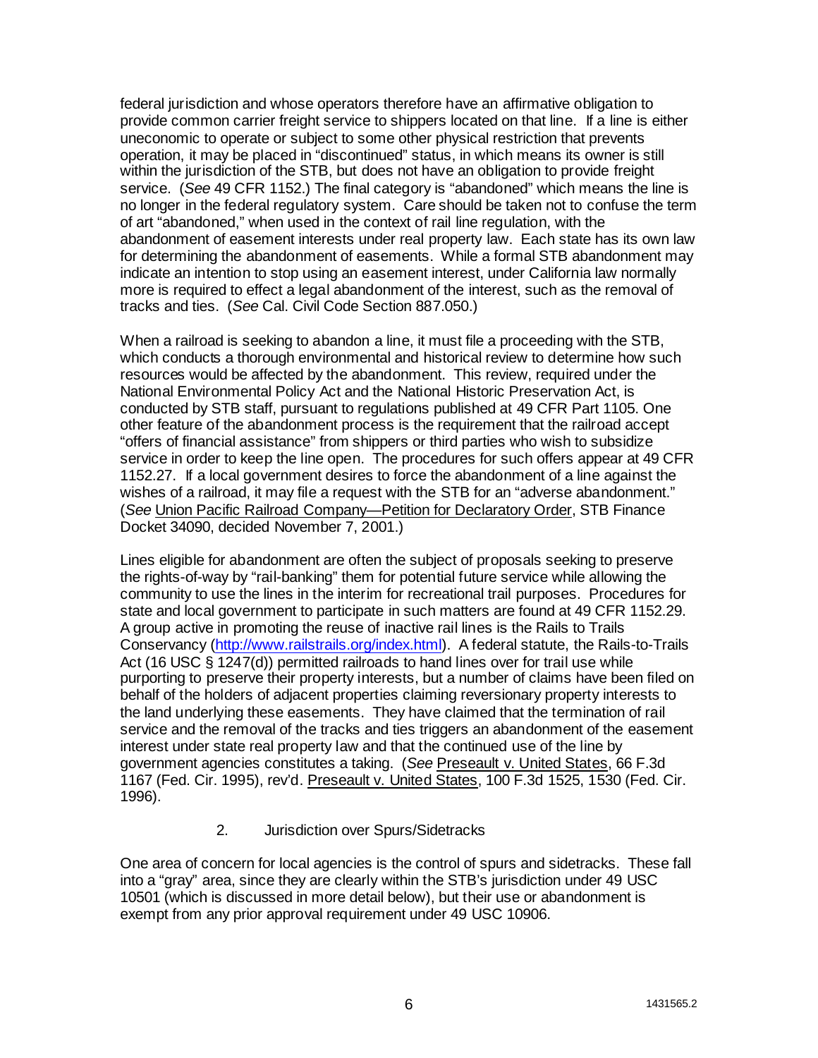federal jurisdiction and whose operators therefore have an affirmative obligation to provide common carrier freight service to shippers located on that line. If a line is either uneconomic to operate or subject to some other physical restriction that prevents operation, it may be placed in "discontinued" status, in which means its owner is still within the jurisdiction of the STB, but does not have an obligation to provide freight service. (*See* 49 CFR 1152.) The final category is "abandoned" which means the line is no longer in the federal regulatory system. Care should be taken not to confuse the term of art "abandoned," when used in the context of rail line regulation, with the abandonment of easement interests under real property law. Each state has its own law for determining the abandonment of easements. While a formal STB abandonment may indicate an intention to stop using an easement interest, under California law normally more is required to effect a legal abandonment of the interest, such as the removal of tracks and ties. (*See* Cal. Civil Code Section 887.050.)

When a railroad is seeking to abandon a line, it must file a proceeding with the STB, which conducts a thorough environmental and historical review to determine how such resources would be affected by the abandonment. This review, required under the National Environmental Policy Act and the National Historic Preservation Act, is conducted by STB staff, pursuant to regulations published at 49 CFR Part 1105. One other feature of the abandonment process is the requirement that the railroad accept "offers of financial assistance" from shippers or third parties who wish to subsidize service in order to keep the line open. The procedures for such offers appear at 49 CFR 1152.27. If a local government desires to force the abandonment of a line against the wishes of a railroad, it may file a request with the STB for an "adverse abandonment." (*See* Union Pacific Railroad Company—Petition for Declaratory Order, STB Finance Docket 34090, decided November 7, 2001.)

Lines eligible for abandonment are often the subject of proposals seeking to preserve the rights-of-way by "rail-banking" them for potential future service while allowing the community to use the lines in the interim for recreational trail purposes. Procedures for state and local government to participate in such matters are found at 49 CFR 1152.29. A group active in promoting the reuse of inactive rail lines is the Rails to Trails Conservancy (http://www.railstrails.org/index.html). A federal statute, the Rails-to-Trails Act (16 USC § 1247(d)) permitted railroads to hand lines over for trail use while purporting to preserve their property interests, but a number of claims have been filed on behalf of the holders of adjacent properties claiming reversionary property interests to the land underlying these easements. They have claimed that the termination of rail service and the removal of the tracks and ties triggers an abandonment of the easement interest under state real property law and that the continued use of the line by government agencies constitutes a taking. (*See* Preseault v. United States, 66 F.3d 1167 (Fed. Cir. 1995), rev'd. Preseault v. United States, 100 F.3d 1525, 1530 (Fed. Cir. 1996).

### 2. Jurisdiction over Spurs/Sidetracks

One area of concern for local agencies is the control of spurs and sidetracks. These fall into a "gray" area, since they are clearly within the STB's jurisdiction under 49 USC 10501 (which is discussed in more detail below), but their use or abandonment is exempt from any prior approval requirement under 49 USC 10906.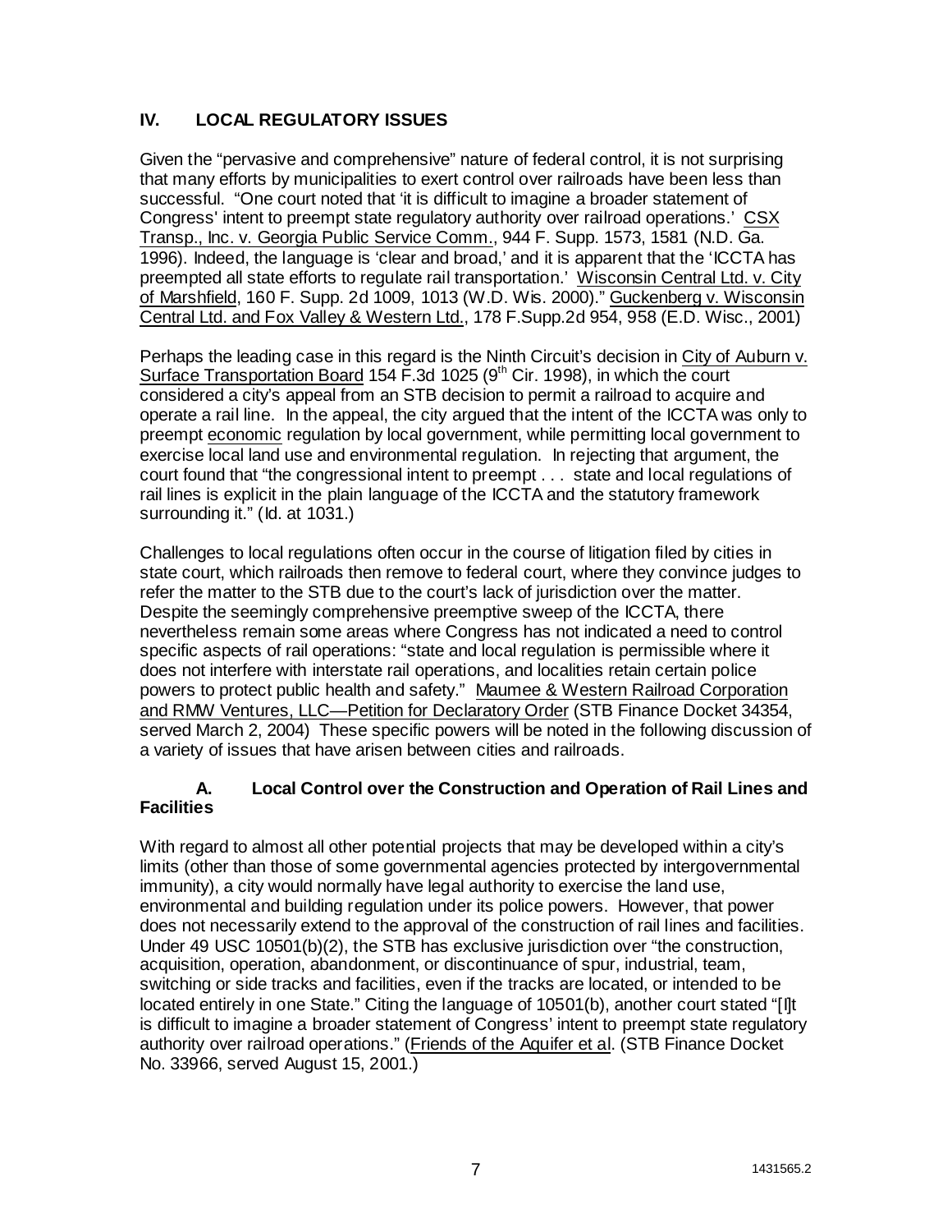## IV. LOCAL REGULATORY ISSUES

Given the "pervasive and comprehensive" nature of federal control, it is not surprising that many efforts by municipalities to exert control over railroads have been less than successful. "One court noted that 'it is difficult to imagine a broader statement of Congress' intent to preempt state regulatory authority over railroad operations.' CSX Transp., Inc. v. Georgia Public Service Comm., 944 F. Supp. 1573, 1581 (N.D. Ga. 1996). Indeed, the language is 'clear and broad,' and it is apparent that the 'ICCTA has preempted all state efforts to regulate rail transportation.' Wisconsin Central Ltd. v. City of Marshfield, 160 F. Supp. 2d 1009, 1013 (W.D. Wis. 2000)." Guckenberg v. Wisconsin Central Ltd. and Fox Valley & Western Ltd., 178 F.Supp.2d 954, 958 (E.D. Wisc., 2001)

Perhaps the leading case in this regard is the Ninth Circuit's decision in City of Auburn v. Surface Transportation Board 154 F.3d 1025 (9th Cir. 1998), in which the court considered a city's appeal from an STB decision to permit a railroad to acquire and operate a rail line. In the appeal, the city argued that the intent of the ICCTA was only to preempt economic regulation by local government, while permitting local government to exercise local land use and environmental regulation. In rejecting that argument, the court found that "the congressional intent to preempt . . . state and local regulations of rail lines is explicit in the plain language of the ICCTA and the statutory framework surrounding it." (Id. at 1031.)

Challenges to local regulations often occur in the course of litigation filed by cities in state court, which railroads then remove to federal court, where they convince judges to refer the matter to the STB due to the court's lack of jurisdiction over the matter. Despite the seemingly comprehensive preemptive sweep of the ICCTA, there nevertheless remain some areas where Congress has not indicated a need to control specific aspects of rail operations: "state and local regulation is permissible where it does not interfere with interstate rail operations, and localities retain certain police powers to protect public health and safety." Maumee & Western Railroad Corporation and RMW Ventures, LLC—Petition for Declaratory Order (STB Finance Docket 34354, served March 2, 2004) These specific powers will be noted in the following discussion of a variety of issues that have arisen between cities and railroads.

### A. Local Control over the Construction and Operation of Rail Lines and Facilities

With regard to almost all other potential projects that may be developed within a city's limits (other than those of some governmental agencies protected by intergovernmental immunity), a city would normally have legal authority to exercise the land use, environmental and building regulation under its police powers. However, that power does not necessarily extend to the approval of the construction of rail lines and facilities. Under 49 USC 10501(b)(2), the STB has exclusive jurisdiction over "the construction, acquisition, operation, abandonment, or discontinuance of spur, industrial, team, switching or side tracks and facilities, even if the tracks are located, or intended to be located entirely in one State." Citing the language of 10501(b), another court stated "[I]t is difficult to imagine a broader statement of Congress' intent to preempt state regulatory authority over railroad operations." (Friends of the Aquifer et al. (STB Finance Docket No. 33966, served August 15, 2001.)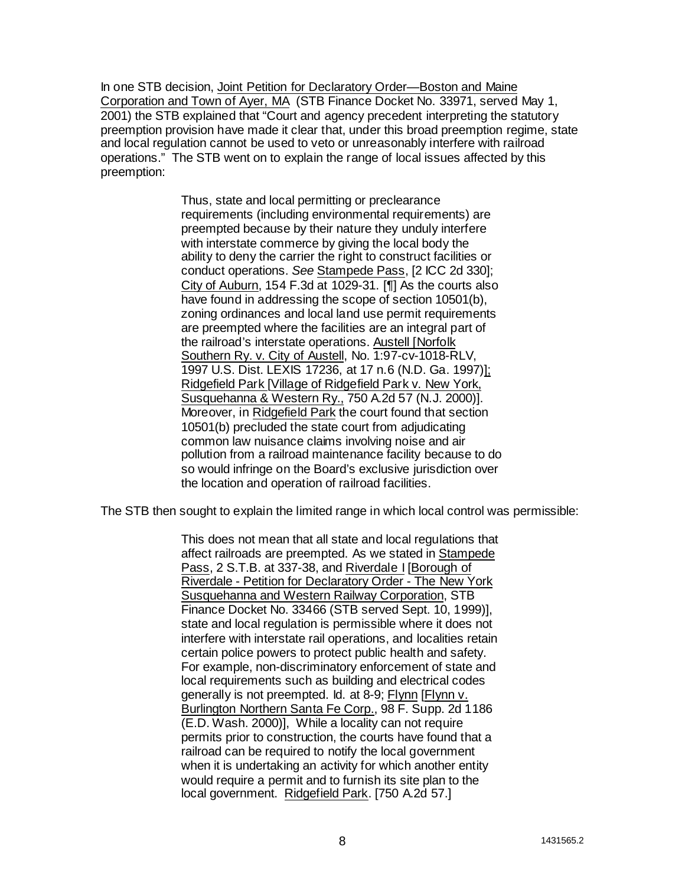In one STB decision, Joint Petition for Declaratory Order—Boston and Maine Corporation and Town of Ayer, MA (STB Finance Docket No. 33971, served May 1, 2001) the STB explained that "Court and agency precedent interpreting the statutory preemption provision have made it clear that, under this broad preemption regime, state and local regulation cannot be used to veto or unreasonably interfere with railroad operations." The STB went on to explain the range of local issues affected by this preemption:

> Thus, state and local permitting or preclearance requirements (including environmental requirements) are preempted because by their nature they unduly interfere with interstate commerce by giving the local body the ability to deny the carrier the right to construct facilities or conduct operations. *See* Stampede Pass, [2 ICC 2d 330]; City of Auburn, 154 F.3d at 1029-31. [¶] As the courts also have found in addressing the scope of section 10501(b), zoning ordinances and local land use permit requirements are preempted where the facilities are an integral part of the railroad's interstate operations. Austell [Norfolk Southern Ry. v. City of Austell, No. 1:97-cv-1018-RLV, 1997 U.S. Dist. LEXIS 17236, at 17 n.6 (N.D. Ga. 1997)]; Ridgefield Park [Village of Ridgefield Park v. New York, Susquehanna & Western Ry., 750 A.2d 57 (N.J. 2000)]. Moreover, in Ridgefield Park the court found that section 10501(b) precluded the state court from adjudicating common law nuisance claims involving noise and air pollution from a railroad maintenance facility because to do so would infringe on the Board's exclusive jurisdiction over the location and operation of railroad facilities.

The STB then sought to explain the limited range in which local control was permissible:

> This does not mean that all state and local regulations that affect railroads are preempted. As we stated in Stampede Pass, 2 S.T.B. at 337-38, and Riverdale I [Borough of Riverdale - Petition for Declaratory Order - The New York Susquehanna and Western Railway Corporation, STB Finance Docket No. 33466 (STB served Sept. 10, 1999)], state and local regulation is permissible where it does not interfere with interstate rail operations, and localities retain certain police powers to protect public health and safety. For example, non-discriminatory enforcement of state and local requirements such as building and electrical codes generally is not preempted. Id. at 8-9; Flynn [Flynn v. Burlington Northern Santa Fe Corp., 98 F. Supp. 2d 1186 (E.D. Wash. 2000)], While a locality can not require permits prior to construction, the courts have found that a railroad can be required to notify the local government when it is undertaking an activity for which another entity would require a permit and to furnish its site plan to the local government. Ridgefield Park. [750 A.2d 57.]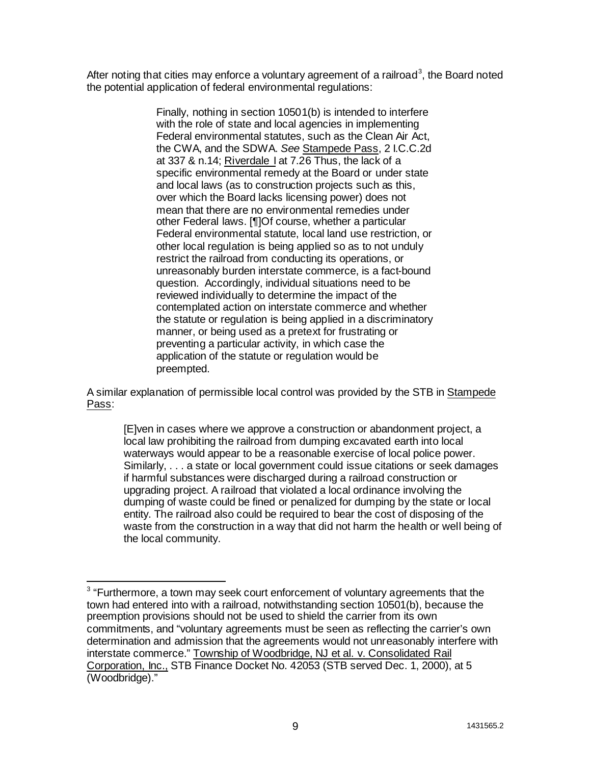After noting that cities may enforce a voluntary agreement of a railroad[3], the Board noted the potential application of federal environmental regulations:

> Finally, nothing in section 10501(b) is intended to interfere with the role of state and local agencies in implementing Federal environmental statutes, such as the Clean Air Act, the CWA, and the SDWA. *See* Stampede Pass, 2 I.C.C.2d at 337 & n.14; Riverdale I at 7.26 Thus, the lack of a specific environmental remedy at the Board or under state and local laws (as to construction projects such as this, over which the Board lacks licensing power) does not mean that there are no environmental remedies under other Federal laws. [¶]Of course, whether a particular Federal environmental statute, local land use restriction, or other local regulation is being applied so as to not unduly restrict the railroad from conducting its operations, or unreasonably burden interstate commerce, is a fact-bound question. Accordingly, individual situations need to be reviewed individually to determine the impact of the contemplated action on interstate commerce and whether the statute or regulation is being applied in a discriminatory manner, or being used as a pretext for frustrating or preventing a particular activity, in which case the application of the statute or regulation would be preempted.

A similar explanation of permissible local control was provided by the STB in Stampede Pass:

> [E]ven in cases where we approve a construction or abandonment project, a local law prohibiting the railroad from dumping excavated earth into local waterways would appear to be a reasonable exercise of local police power. Similarly, . . . a state or local government could issue citations or seek damages if harmful substances were discharged during a railroad construction or upgrading project. A railroad that violated a local ordinance involving the dumping of waste could be fined or penalized for dumping by the state or local entity. The railroad also could be required to bear the cost of disposing of the waste from the construction in a way that did not harm the health or well being of the local community.

---

[3] "Furthermore, a town may seek court enforcement of voluntary agreements that the town had entered into with a railroad, notwithstanding section 10501(b), because the preemption provisions should not be used to shield the carrier from its own commitments, and "voluntary agreements must be seen as reflecting the carrier's own determination and admission that the agreements would not unreasonably interfere with interstate commerce." Township of Woodbridge, NJ et al. v. Consolidated Rail Corporation, Inc., STB Finance Docket No. 42053 (STB served Dec. 1, 2000), at 5 (Woodbridge)."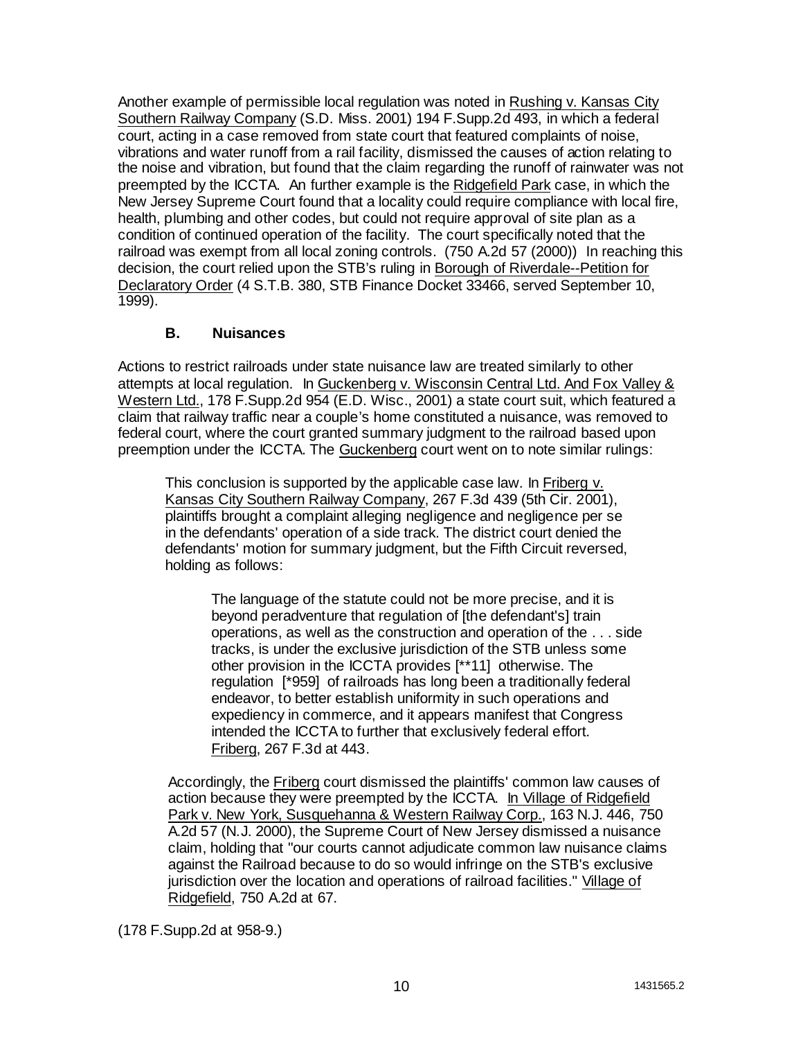Another example of permissible local regulation was noted in Rushing v. Kansas City Southern Railway Company (S.D. Miss. 2001) 194 F.Supp.2d 493, in which a federal court, acting in a case removed from state court that featured complaints of noise, vibrations and water runoff from a rail facility, dismissed the causes of action relating to the noise and vibration, but found that the claim regarding the runoff of rainwater was not preempted by the ICCTA. An further example is the Ridgefield Park case, in which the New Jersey Supreme Court found that a locality could require compliance with local fire, health, plumbing and other codes, but could not require approval of site plan as a condition of continued operation of the facility. The court specifically noted that the railroad was exempt from all local zoning controls. (750 A.2d 57 (2000)) In reaching this decision, the court relied upon the STB's ruling in Borough of Riverdale--Petition for Declaratory Order (4 S.T.B. 380, STB Finance Docket 33466, served September 10, 1999).

### B. Nuisances

Actions to restrict railroads under state nuisance law are treated similarly to other attempts at local regulation. In Guckenberg v. Wisconsin Central Ltd. And Fox Valley & Western Ltd., 178 F.Supp.2d 954 (E.D. Wisc., 2001) a state court suit, which featured a claim that railway traffic near a couple's home constituted a nuisance, was removed to federal court, where the court granted summary judgment to the railroad based upon preemption under the ICCTA. The Guckenberg court went on to note similar rulings:

> This conclusion is supported by the applicable case law. In Friberg v. Kansas City Southern Railway Company, 267 F.3d 439 (5th Cir. 2001), plaintiffs brought a complaint alleging negligence and negligence per se in the defendants' operation of a side track. The district court denied the defendants' motion for summary judgment, but the Fifth Circuit reversed, holding as follows:
>
> > The language of the statute could not be more precise, and it is beyond peradventure that regulation of [the defendant's] train operations, as well as the construction and operation of the . . . side tracks, is under the exclusive jurisdiction of the STB unless some other provision in the ICCTA provides [**11] otherwise. The regulation [*959] of railroads has long been a traditionally federal endeavor, to better establish uniformity in such operations and expediency in commerce, and it appears manifest that Congress intended the ICCTA to further that exclusively federal effort. Friberg, 267 F.3d at 443.
>
> Accordingly, the Friberg court dismissed the plaintiffs' common law causes of action because they were preempted by the ICCTA. In Village of Ridgefield Park v. New York, Susquehanna & Western Railway Corp., 163 N.J. 446, 750 A.2d 57 (N.J. 2000), the Supreme Court of New Jersey dismissed a nuisance claim, holding that "our courts cannot adjudicate common law nuisance claims against the Railroad because to do so would infringe on the STB's exclusive jurisdiction over the location and operations of railroad facilities." Village of Ridgefield, 750 A.2d at 67.

(178 F.Supp.2d at 958-9.)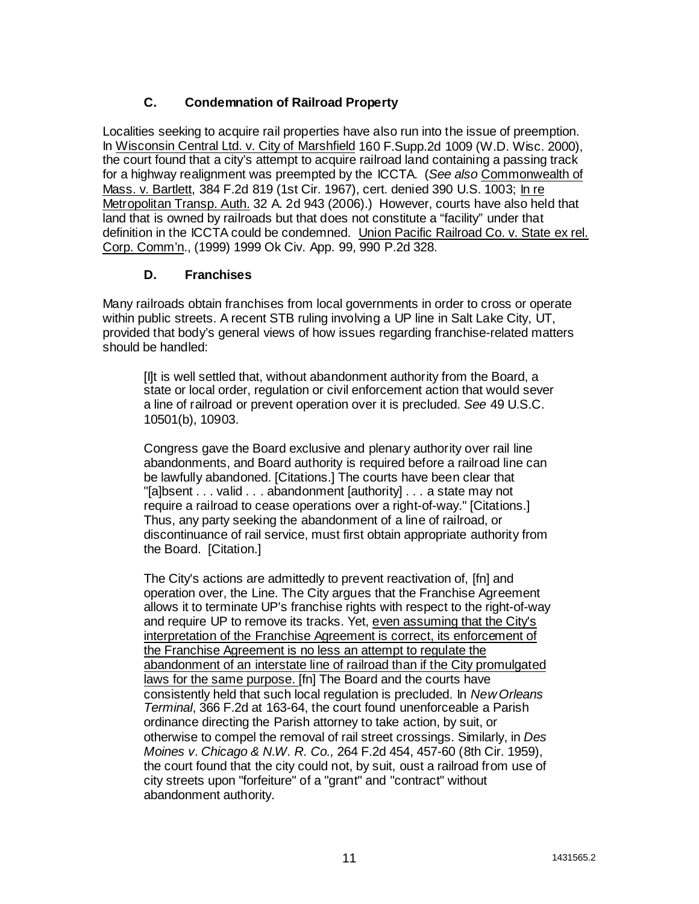### C. Condemnation of Railroad Property

Localities seeking to acquire rail properties have also run into the issue of preemption. In Wisconsin Central Ltd. v. City of Marshfield 160 F.Supp.2d 1009 (W.D. Wisc. 2000), the court found that a city's attempt to acquire railroad land containing a passing track for a highway realignment was preempted by the ICCTA. (*See also* Commonwealth of Mass. v. Bartlett, 384 F.2d 819 (1st Cir. 1967), cert. denied 390 U.S. 1003; In re Metropolitan Transp. Auth. 32 A. 2d 943 (2006).) However, courts have also held that land that is owned by railroads but that does not constitute a "facility" under that definition in the ICCTA could be condemned. Union Pacific Railroad Co. v. State ex rel. Corp. Comm'n., (1999) 1999 Ok Civ. App. 99, 990 P.2d 328.

### D. Franchises

Many railroads obtain franchises from local governments in order to cross or operate within public streets. A recent STB ruling involving a UP line in Salt Lake City, UT, provided that body's general views of how issues regarding franchise-related matters should be handled:

> [I]t is well settled that, without abandonment authority from the Board, a state or local order, regulation or civil enforcement action that would sever a line of railroad or prevent operation over it is precluded. *See* 49 U.S.C. 10501(b), 10903.
>
> Congress gave the Board exclusive and plenary authority over rail line abandonments, and Board authority is required before a railroad line can be lawfully abandoned. [Citations.] The courts have been clear that "[a]bsent . . . valid . . . abandonment [authority] . . . a state may not require a railroad to cease operations over a right-of-way." [Citations.] Thus, any party seeking the abandonment of a line of railroad, or discontinuance of rail service, must first obtain appropriate authority from the Board. [Citation.]
>
> The City's actions are admittedly to prevent reactivation of, [fn] and operation over, the Line. The City argues that the Franchise Agreement allows it to terminate UP's franchise rights with respect to the right-of-way and require UP to remove its tracks. Yet, <u>even assuming that the City's interpretation of the Franchise Agreement is correct, its enforcement of the Franchise Agreement is no less an attempt to regulate the abandonment of an interstate line of railroad than if the City promulgated laws for the same purpose.</u> [fn] The Board and the courts have consistently held that such local regulation is precluded. In *New Orleans Terminal*, 366 F.2d at 163-64, the court found unenforceable a Parish ordinance directing the Parish attorney to take action, by suit, or otherwise to compel the removal of rail street crossings. Similarly, in *Des Moines v. Chicago & N.W. R. Co.,* 264 F.2d 454, 457-60 (8th Cir. 1959), the court found that the city could not, by suit, oust a railroad from use of city streets upon "forfeiture" of a "grant" and "contract" without abandonment authority.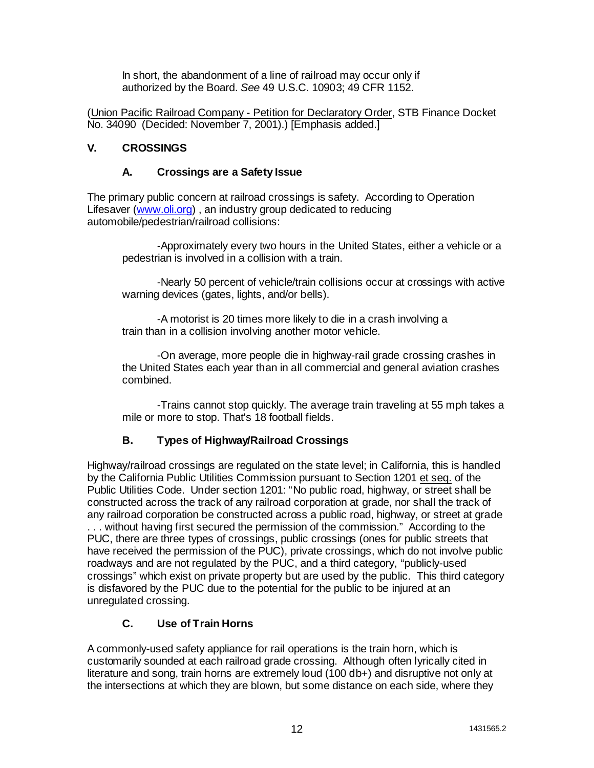> In short, the abandonment of a line of railroad may occur only if authorized by the Board. *See* 49 U.S.C. 10903; 49 CFR 1152.

(Union Pacific Railroad Company - Petition for Declaratory Order, STB Finance Docket No. 34090 (Decided: November 7, 2001).) [Emphasis added.]

## V. CROSSINGS

### A. Crossings are a Safety Issue

The primary public concern at railroad crossings is safety. According to Operation Lifesaver (www.oli.org) , an industry group dedicated to reducing automobile/pedestrian/railroad collisions:

> -Approximately every two hours in the United States, either a vehicle or a pedestrian is involved in a collision with a train.
>
> -Nearly 50 percent of vehicle/train collisions occur at crossings with active warning devices (gates, lights, and/or bells).
>
> -A motorist is 20 times more likely to die in a crash involving a train than in a collision involving another motor vehicle.
>
> -On average, more people die in highway-rail grade crossing crashes in the United States each year than in all commercial and general aviation crashes combined.
>
> -Trains cannot stop quickly. The average train traveling at 55 mph takes a mile or more to stop. That's 18 football fields.

### B. Types of Highway/Railroad Crossings

Highway/railroad crossings are regulated on the state level; in California, this is handled by the California Public Utilities Commission pursuant to Section 1201 et seq. of the Public Utilities Code. Under section 1201: "No public road, highway, or street shall be constructed across the track of any railroad corporation at grade, nor shall the track of any railroad corporation be constructed across a public road, highway, or street at grade . . . without having first secured the permission of the commission." According to the PUC, there are three types of crossings, public crossings (ones for public streets that have received the permission of the PUC), private crossings, which do not involve public roadways and are not regulated by the PUC, and a third category, "publicly-used crossings" which exist on private property but are used by the public. This third category is disfavored by the PUC due to the potential for the public to be injured at an unregulated crossing.

### C. Use of Train Horns

A commonly-used safety appliance for rail operations is the train horn, which is customarily sounded at each railroad grade crossing. Although often lyrically cited in literature and song, train horns are extremely loud (100 db+) and disruptive not only at the intersections at which they are blown, but some distance on each side, where they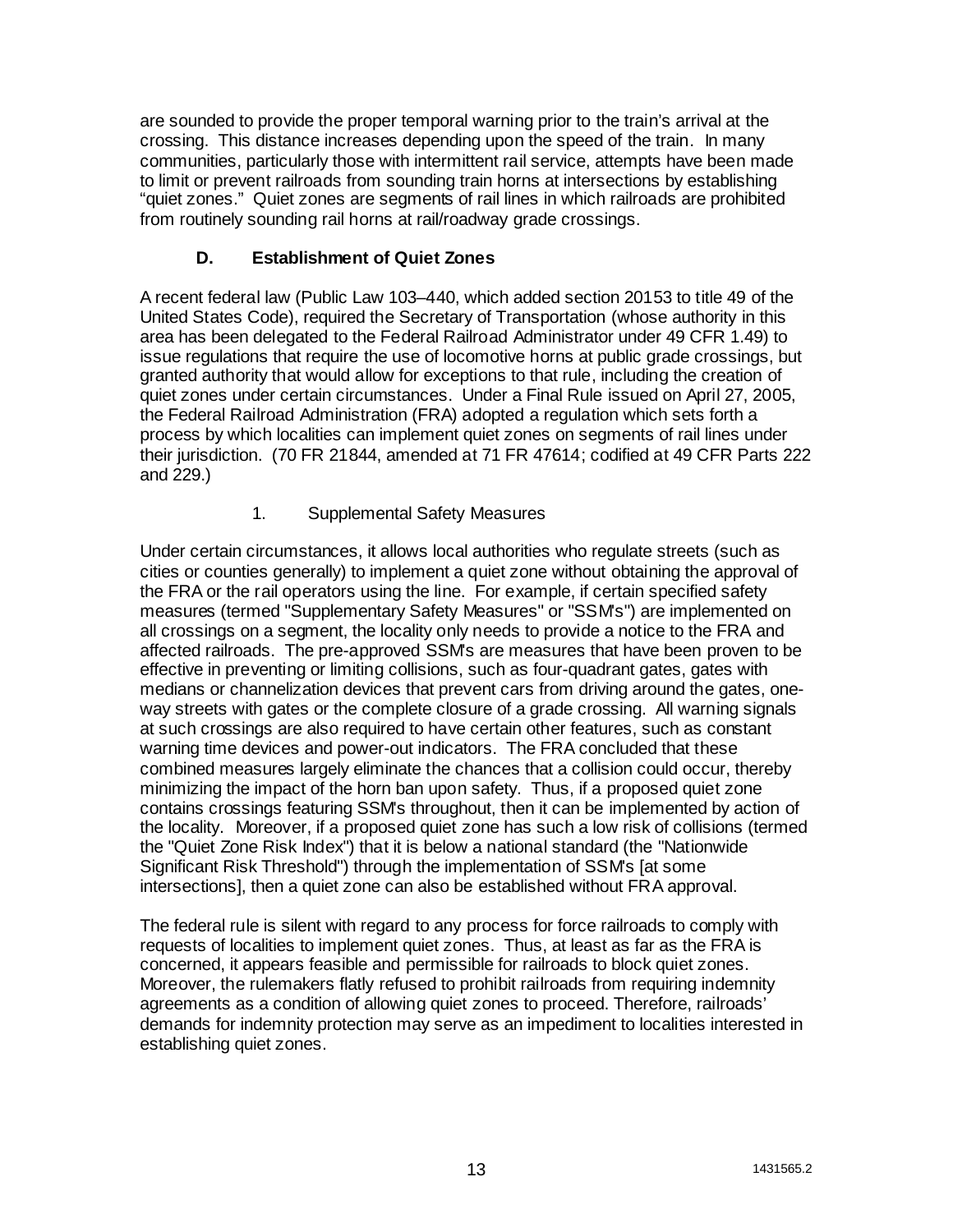are sounded to provide the proper temporal warning prior to the train's arrival at the crossing. This distance increases depending upon the speed of the train. In many communities, particularly those with intermittent rail service, attempts have been made to limit or prevent railroads from sounding train horns at intersections by establishing "quiet zones." Quiet zones are segments of rail lines in which railroads are prohibited from routinely sounding rail horns at rail/roadway grade crossings.

### D. Establishment of Quiet Zones

A recent federal law (Public Law 103–440, which added section 20153 to title 49 of the United States Code), required the Secretary of Transportation (whose authority in this area has been delegated to the Federal Railroad Administrator under 49 CFR 1.49) to issue regulations that require the use of locomotive horns at public grade crossings, but granted authority that would allow for exceptions to that rule, including the creation of quiet zones under certain circumstances. Under a Final Rule issued on April 27, 2005, the Federal Railroad Administration (FRA) adopted a regulation which sets forth a process by which localities can implement quiet zones on segments of rail lines under their jurisdiction. (70 FR 21844, amended at 71 FR 47614; codified at 49 CFR Parts 222 and 229.)

#### 1. Supplemental Safety Measures

Under certain circumstances, it allows local authorities who regulate streets (such as cities or counties generally) to implement a quiet zone without obtaining the approval of the FRA or the rail operators using the line. For example, if certain specified safety measures (termed "Supplementary Safety Measures" or "SSM's") are implemented on all crossings on a segment, the locality only needs to provide a notice to the FRA and affected railroads. The pre-approved SSM's are measures that have been proven to be effective in preventing or limiting collisions, such as four-quadrant gates, gates with medians or channelization devices that prevent cars from driving around the gates, one-way streets with gates or the complete closure of a grade crossing. All warning signals at such crossings are also required to have certain other features, such as constant warning time devices and power-out indicators. The FRA concluded that these combined measures largely eliminate the chances that a collision could occur, thereby minimizing the impact of the horn ban upon safety. Thus, if a proposed quiet zone contains crossings featuring SSM's throughout, then it can be implemented by action of the locality. Moreover, if a proposed quiet zone has such a low risk of collisions (termed the "Quiet Zone Risk Index") that it is below a national standard (the "Nationwide Significant Risk Threshold") through the implementation of SSM's [at some intersections], then a quiet zone can also be established without FRA approval.

The federal rule is silent with regard to any process for force railroads to comply with requests of localities to implement quiet zones. Thus, at least as far as the FRA is concerned, it appears feasible and permissible for railroads to block quiet zones. Moreover, the rulemakers flatly refused to prohibit railroads from requiring indemnity agreements as a condition of allowing quiet zones to proceed. Therefore, railroads' demands for indemnity protection may serve as an impediment to localities interested in establishing quiet zones.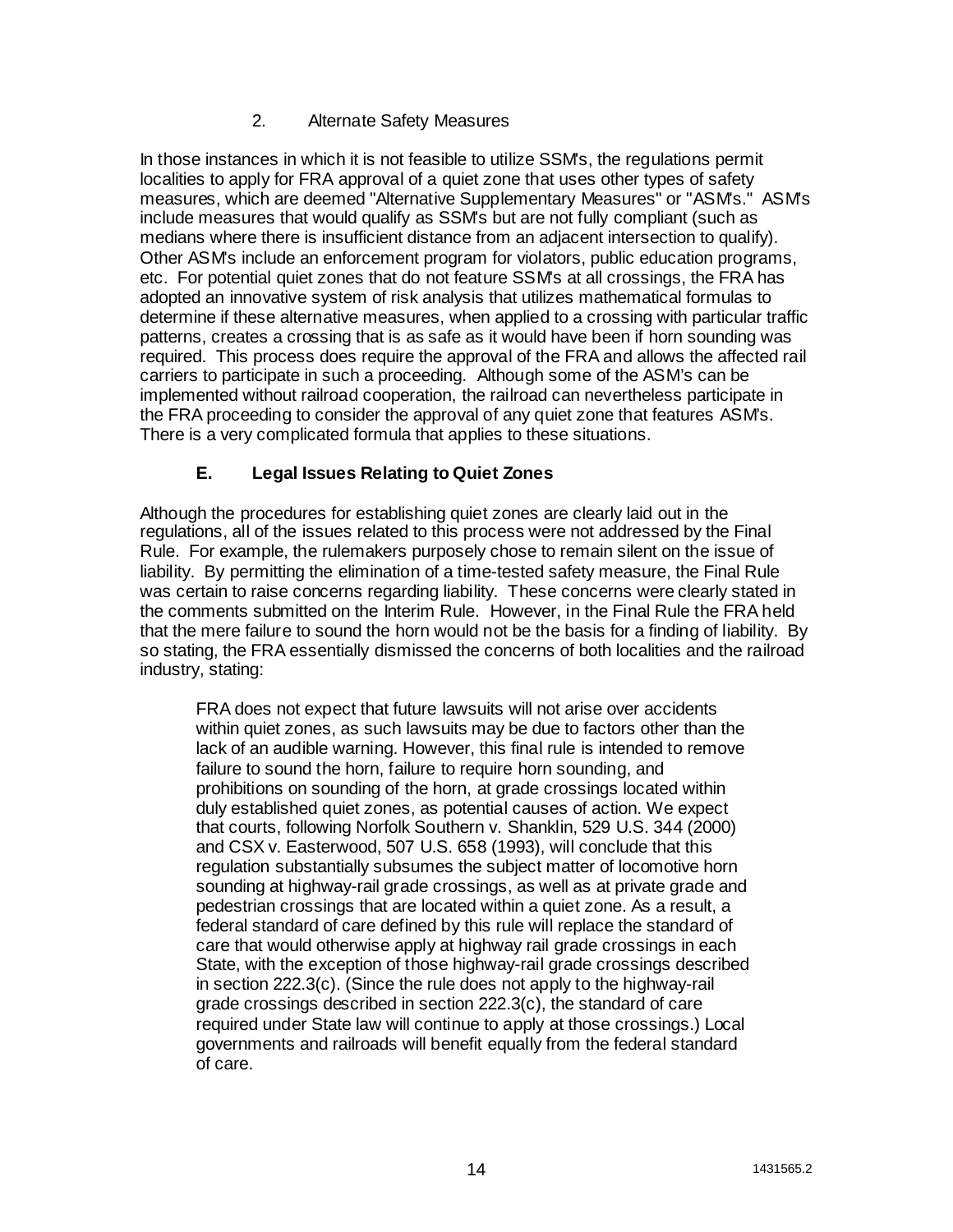### 2. Alternate Safety Measures

In those instances in which it is not feasible to utilize SSM's, the regulations permit localities to apply for FRA approval of a quiet zone that uses other types of safety measures, which are deemed "Alternative Supplementary Measures" or "ASM's." ASM's include measures that would qualify as SSM's but are not fully compliant (such as medians where there is insufficient distance from an adjacent intersection to qualify). Other ASM's include an enforcement program for violators, public education programs, etc. For potential quiet zones that do not feature SSM's at all crossings, the FRA has adopted an innovative system of risk analysis that utilizes mathematical formulas to determine if these alternative measures, when applied to a crossing with particular traffic patterns, creates a crossing that is as safe as it would have been if horn sounding was required. This process does require the approval of the FRA and allows the affected rail carriers to participate in such a proceeding. Although some of the ASM's can be implemented without railroad cooperation, the railroad can nevertheless participate in the FRA proceeding to consider the approval of any quiet zone that features ASM's. There is a very complicated formula that applies to these situations.

## E. Legal Issues Relating to Quiet Zones

Although the procedures for establishing quiet zones are clearly laid out in the regulations, all of the issues related to this process were not addressed by the Final Rule. For example, the rulemakers purposely chose to remain silent on the issue of liability. By permitting the elimination of a time-tested safety measure, the Final Rule was certain to raise concerns regarding liability. These concerns were clearly stated in the comments submitted on the Interim Rule. However, in the Final Rule the FRA held that the mere failure to sound the horn would not be the basis for a finding of liability. By so stating, the FRA essentially dismissed the concerns of both localities and the railroad industry, stating:

> FRA does not expect that future lawsuits will not arise over accidents within quiet zones, as such lawsuits may be due to factors other than the lack of an audible warning. However, this final rule is intended to remove failure to sound the horn, failure to require horn sounding, and prohibitions on sounding of the horn, at grade crossings located within duly established quiet zones, as potential causes of action. We expect that courts, following Norfolk Southern v. Shanklin, 529 U.S. 344 (2000) and CSX v. Easterwood, 507 U.S. 658 (1993), will conclude that this regulation substantially subsumes the subject matter of locomotive horn sounding at highway-rail grade crossings, as well as at private grade and pedestrian crossings that are located within a quiet zone. As a result, a federal standard of care defined by this rule will replace the standard of care that would otherwise apply at highway rail grade crossings in each State, with the exception of those highway-rail grade crossings described in section 222.3(c). (Since the rule does not apply to the highway-rail grade crossings described in section 222.3(c), the standard of care required under State law will continue to apply at those crossings.) Local governments and railroads will benefit equally from the federal standard of care.